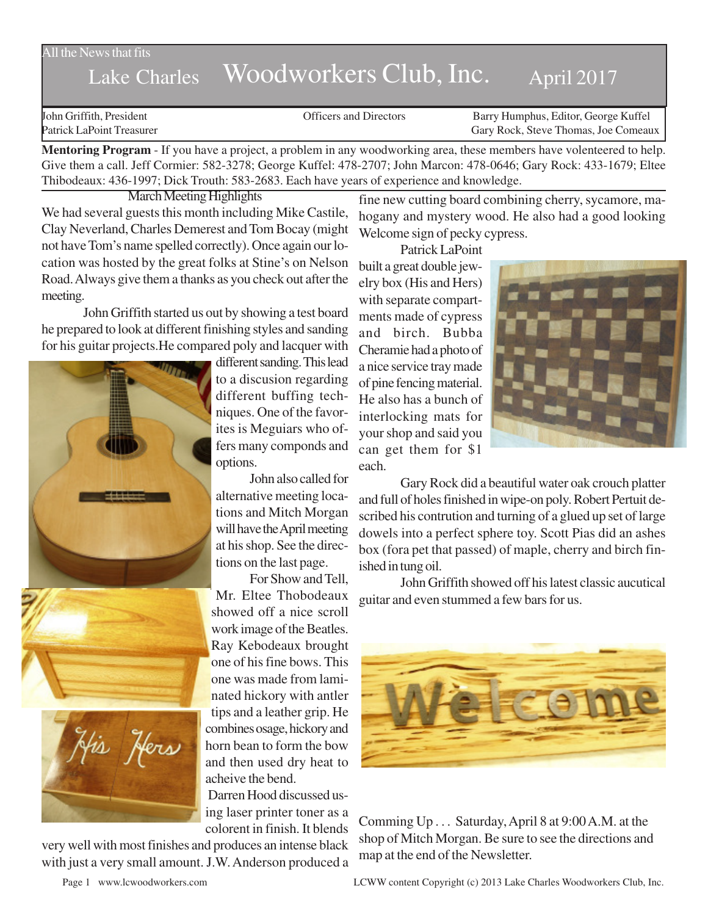All the News that fits

# Lake Charles Woodworkers Club, Inc. April 2017

John Griffith, President
Patrick LaPoint Treasurer

Officers and Directors

Barry Humphus, Editor, George Kuffel
Gary Rock, Steve Thomas, Joe Comeaux

**Mentoring Program** - If you have a project, a problem in any woodworking area, these members have volenteered to help. Give them a call. Jeff Cormier: 582-3278; George Kuffel: 478-2707; John Marcon: 478-0646; Gary Rock: 433-1679; Eltee Thibodeaux: 436-1997; Dick Trouth: 583-2683. Each have years of experience and knowledge.

## March Meeting Highlights

We had several guests this month including Mike Castile, Clay Neverland, Charles Demerest and Tom Bocay (might not have Tom's name spelled correctly). Once again our location was hosted by the great folks at Stine's on Nelson Road. Always give them a thanks as you check out after the meeting.

John Griffith started us out by showing a test board he prepared to look at different finishing styles and sanding for his guitar projects.He compared poly and lacquer with different sanding. This lead to a discusion regarding different buffing techniques. One of the favorites is Meguiars who offers many componds and options.

John also called for alternative meeting locations and Mitch Morgan will have the April meeting at his shop. See the directions on the last page.

For Show and Tell, Mr. Eltee Thobodeaux showed off a nice scroll work image of the Beatles. Ray Kebodeaux brought one of his fine bows. This one was made from laminated hickory with antler tips and a leather grip. He combines osage, hickory and horn bean to form the bow and then used dry heat to acheive the bend.

Darren Hood discussed using laser printer toner as a colorent in finish. It blends very well with most finishes and produces an intense black with just a very small amount. J.W. Anderson produced a fine new cutting board combining cherry, sycamore, mahogany and mystery wood. He also had a good looking Welcome sign of pecky cypress.

Patrick LaPoint built a great double jewelry box (His and Hers) with separate compartments made of cypress and birch. Bubba Cheramie had a photo of a nice service tray made of pine fencing material. He also has a bunch of interlocking mats for your shop and said you can get them for $1 each.

Gary Rock did a beautiful water oak crouch platter and full of holes finished in wipe-on poly. Robert Pertuit described his contrution and turning of a glued up set of large dowels into a perfect sphere toy. Scott Pias did an ashes box (fora pet that passed) of maple, cherry and birch finished in tung oil.

John Griffith showed off his latest classic aucutical guitar and even stummed a few bars for us.

Comming Up . . . Saturday, April 8 at 9:00 A.M. at the shop of Mitch Morgan. Be sure to see the directions and map at the end of the Newsletter.

Page 1 www.lcwoodworkers.com LCWW content Copyright (c) 2013 Lake Charles Woodworkers Club, Inc.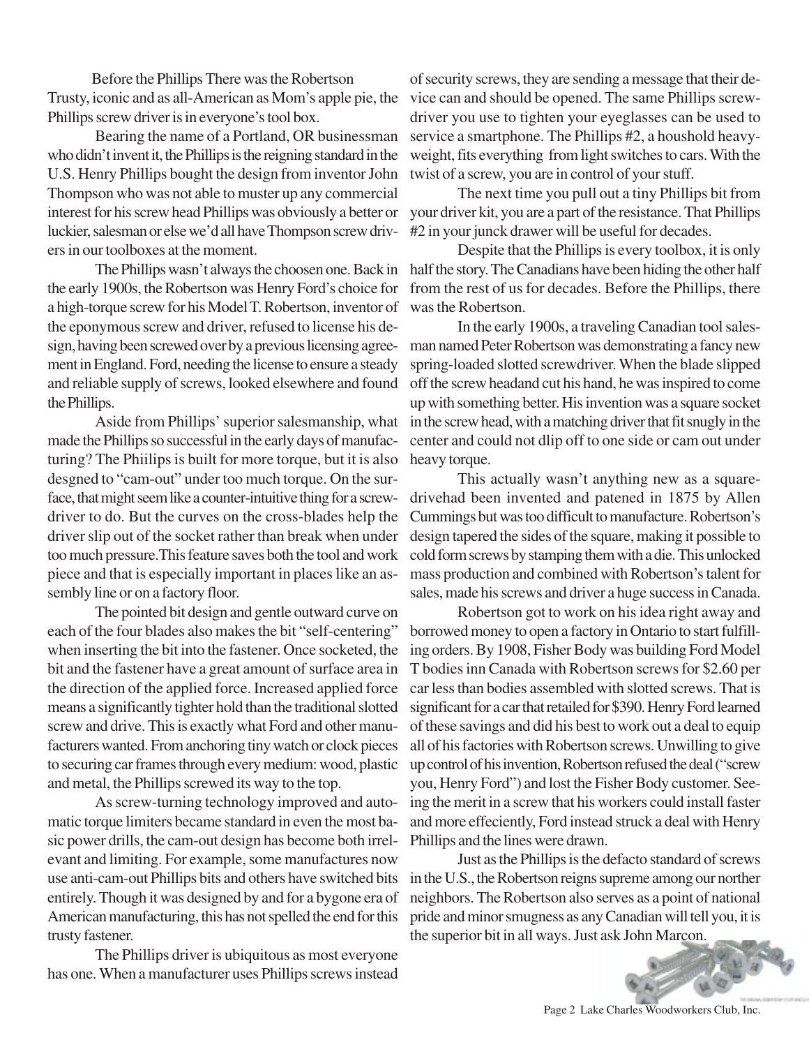Before the Phillips There was the Robertson

Trusty, iconic and as all-American as Mom's apple pie, the Phillips screw driver is in everyone's tool box.

Bearing the name of a Portland, OR businessman who didn't invent it, the Phillips is the reigning standard in the U.S. Henry Phillips bought the design from inventor John Thompson who was not able to muster up any commercial interest for his screw head Phillips was obviously a better or luckier, salesman or else we'd all have Thompson screw drivers in our toolboxes at the moment.

The Phillips wasn't always the choosen one. Back in the early 1900s, the Robertson was Henry Ford's choice for a high-torque screw for his Model T. Robertson, inventor of the eponymous screw and driver, refused to license his design, having been screwed over by a previous licensing agreement in England. Ford, needing the license to ensure a steady and reliable supply of screws, looked elsewhere and found the Phillips.

Aside from Phillips' superior salesmanship, what made the Phillips so successful in the early days of manufacturing? The Phiilips is built for more torque, but it is also desgned to "cam-out" under too much torque. On the surface, that might seem like a counter-intuitive thing for a screwdriver to do. But the curves on the cross-blades help the driver slip out of the socket rather than break when under too much pressure.This feature saves both the tool and work piece and that is especially important in places like an assembly line or on a factory floor.

The pointed bit design and gentle outward curve on each of the four blades also makes the bit "self-centering" when inserting the bit into the fastener. Once socketed, the bit and the fastener have a great amount of surface area in the direction of the applied force. Increased applied force means a significantly tighter hold than the traditional slotted screw and drive. This is exactly what Ford and other manufacturers wanted. From anchoring tiny watch or clock pieces to securing car frames through every medium: wood, plastic and metal, the Phillips screwed its way to the top.

As screw-turning technology improved and automatic torque limiters became standard in even the most basic power drills, the cam-out design has become both irrelevant and limiting. For example, some manufactures now use anti-cam-out Phillips bits and others have switched bits entirely. Though it was designed by and for a bygone era of American manufacturing, this has not spelled the end for this trusty fastener.

The Phillips driver is ubiquitous as most everyone has one. When a manufacturer uses Phillips screws instead of security screws, they are sending a message that their device can and should be opened. The same Phillips screwdriver you use to tighten your eyeglasses can be used to service a smartphone. The Phillips #2, a houshold heavyweight, fits everything from light switches to cars. With the twist of a screw, you are in control of your stuff.

The next time you pull out a tiny Phillips bit from your driver kit, you are a part of the resistance. That Phillips #2 in your junck drawer will be useful for decades.

Despite that the Phillips is every toolbox, it is only half the story. The Canadians have been hiding the other half from the rest of us for decades. Before the Phillips, there was the Robertson.

In the early 1900s, a traveling Canadian tool salesman named Peter Robertson was demonstrating a fancy new spring-loaded slotted screwdriver. When the blade slipped off the screw headand cut his hand, he was inspired to come up with something better. His invention was a square socket in the screw head, with a matching driver that fit snugly in the center and could not dlip off to one side or cam out under heavy torque.

This actually wasn't anything new as a squaredrivehad been invented and patened in 1875 by Allen Cummings but was too difficult to manufacture. Robertson's design tapered the sides of the square, making it possible to cold form screws by stamping them with a die. This unlocked mass production and combined with Robertson's talent for sales, made his screws and driver a huge success in Canada.

Robertson got to work on his idea right away and borrowed money to open a factory in Ontario to start fulfilling orders. By 1908, Fisher Body was building Ford Model T bodies inn Canada with Robertson screws for $2.60 per car less than bodies assembled with slotted screws. That is significant for a car that retailed for $390. Henry Ford learned of these savings and did his best to work out a deal to equip all of his factories with Robertson screws. Unwilling to give up control of his invention, Robertson refused the deal ("screw you, Henry Ford") and lost the Fisher Body customer. Seeing the merit in a screw that his workers could install faster and more effeciently, Ford instead struck a deal with Henry Phillips and the lines were drawn.

Just as the Phillips is the defacto standard of screws in the U.S., the Robertson reigns supreme among our norther neighbors. The Robertson also serves as a point of national pride and minor smugness as any Canadian will tell you, it is the superior bit in all ways. Just ask John Marcon.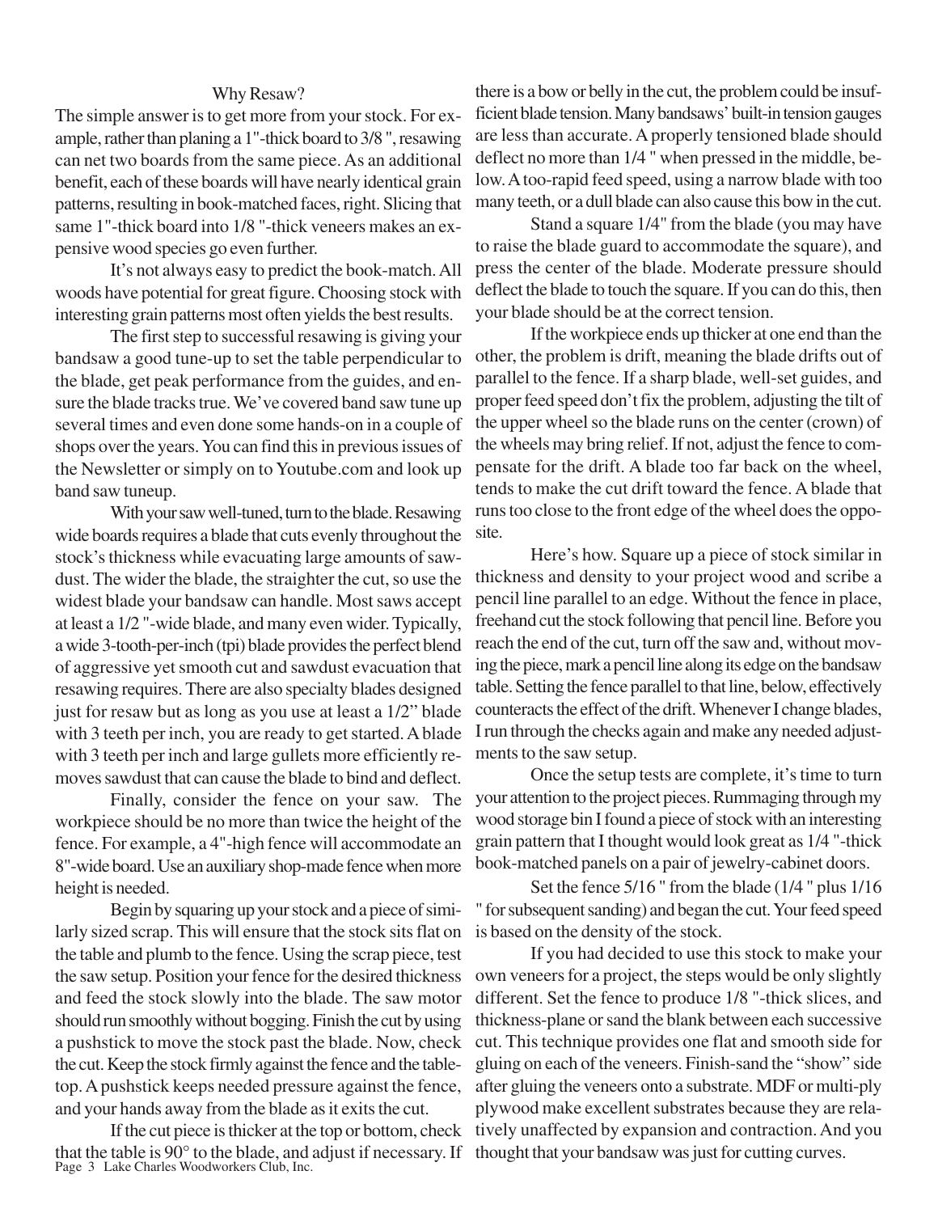## Why Resaw?

The simple answer is to get more from your stock. For example, rather than planing a 1"-thick board to 3/8 ", resawing can net two boards from the same piece. As an additional benefit, each of these boards will have nearly identical grain patterns, resulting in book-matched faces, right. Slicing that same 1"-thick board into 1/8 "-thick veneers makes an expensive wood species go even further.

It's not always easy to predict the book-match. All woods have potential for great figure. Choosing stock with interesting grain patterns most often yields the best results.

The first step to successful resawing is giving your bandsaw a good tune-up to set the table perpendicular to the blade, get peak performance from the guides, and ensure the blade tracks true. We've covered band saw tune up several times and even done some hands-on in a couple of shops over the years. You can find this in previous issues of the Newsletter or simply on to Youtube.com and look up band saw tuneup.

With your saw well-tuned, turn to the blade. Resawing wide boards requires a blade that cuts evenly throughout the stock's thickness while evacuating large amounts of sawdust. The wider the blade, the straighter the cut, so use the widest blade your bandsaw can handle. Most saws accept at least a 1/2 "-wide blade, and many even wider. Typically, a wide 3-tooth-per-inch (tpi) blade provides the perfect blend of aggressive yet smooth cut and sawdust evacuation that resawing requires. There are also specialty blades designed just for resaw but as long as you use at least a 1/2" blade with 3 teeth per inch, you are ready to get started. A blade with 3 teeth per inch and large gullets more efficiently removes sawdust that can cause the blade to bind and deflect.

Finally, consider the fence on your saw. The workpiece should be no more than twice the height of the fence. For example, a 4"-high fence will accommodate an 8"-wide board. Use an auxiliary shop-made fence when more height is needed.

Begin by squaring up your stock and a piece of similarly sized scrap. This will ensure that the stock sits flat on the table and plumb to the fence. Using the scrap piece, test the saw setup. Position your fence for the desired thickness and feed the stock slowly into the blade. The saw motor should run smoothly without bogging. Finish the cut by using a pushstick to move the stock past the blade. Now, check the cut. Keep the stock firmly against the fence and the tabletop. A pushstick keeps needed pressure against the fence, and your hands away from the blade as it exits the cut.

If the cut piece is thicker at the top or bottom, check that the table is 90° to the blade, and adjust if necessary. If there is a bow or belly in the cut, the problem could be insufficient blade tension. Many bandsaws' built-in tension gauges are less than accurate. A properly tensioned blade should deflect no more than 1/4 " when pressed in the middle, below. A too-rapid feed speed, using a narrow blade with too many teeth, or a dull blade can also cause this bow in the cut.

Stand a square 1/4" from the blade (you may have to raise the blade guard to accommodate the square), and press the center of the blade. Moderate pressure should deflect the blade to touch the square. If you can do this, then your blade should be at the correct tension.

If the workpiece ends up thicker at one end than the other, the problem is drift, meaning the blade drifts out of parallel to the fence. If a sharp blade, well-set guides, and proper feed speed don't fix the problem, adjusting the tilt of the upper wheel so the blade runs on the center (crown) of the wheels may bring relief. If not, adjust the fence to compensate for the drift. A blade too far back on the wheel, tends to make the cut drift toward the fence. A blade that runs too close to the front edge of the wheel does the opposite.

Here's how. Square up a piece of stock similar in thickness and density to your project wood and scribe a pencil line parallel to an edge. Without the fence in place, freehand cut the stock following that pencil line. Before you reach the end of the cut, turn off the saw and, without moving the piece, mark a pencil line along its edge on the bandsaw table. Setting the fence parallel to that line, below, effectively counteracts the effect of the drift. Whenever I change blades, I run through the checks again and make any needed adjustments to the saw setup.

Once the setup tests are complete, it's time to turn your attention to the project pieces. Rummaging through my wood storage bin I found a piece of stock with an interesting grain pattern that I thought would look great as 1/4 "-thick book-matched panels on a pair of jewelry-cabinet doors.

Set the fence 5/16 " from the blade (1/4 " plus 1/16 " for subsequent sanding) and began the cut. Your feed speed is based on the density of the stock.

If you had decided to use this stock to make your own veneers for a project, the steps would be only slightly different. Set the fence to produce 1/8 "-thick slices, and thickness-plane or sand the blank between each successive cut. This technique provides one flat and smooth side for gluing on each of the veneers. Finish-sand the "show" side after gluing the veneers onto a substrate. MDF or multi-ply plywood make excellent substrates because they are relatively unaffected by expansion and contraction. And you thought that your bandsaw was just for cutting curves.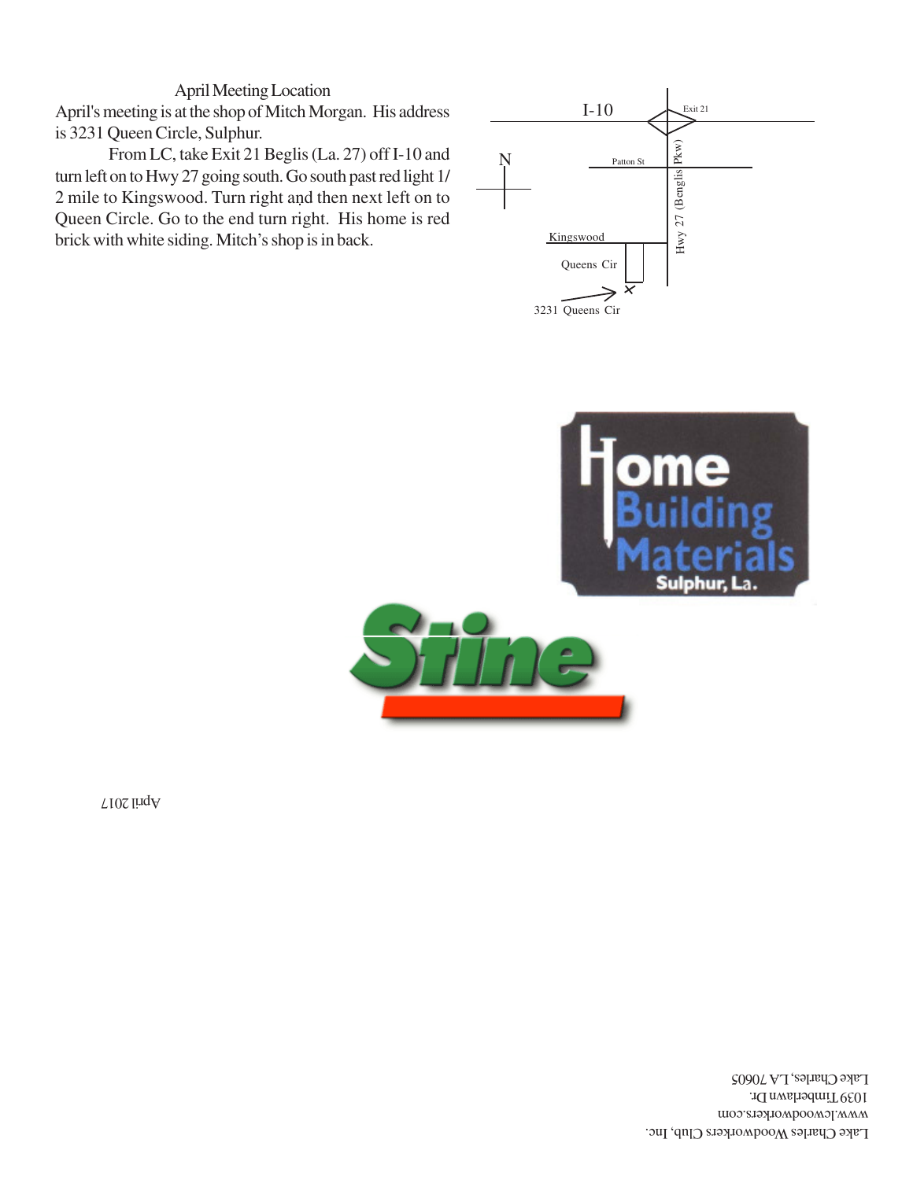## April Meeting Location

April's meeting is at the shop of Mitch Morgan. His address is 3231 Queen Circle, Sulphur.

From LC, take Exit 21 Beglis (La. 27) off I-10 and turn left on to Hwy 27 going south. Go south past red light 1/2 mile to Kingswood. Turn right and then next left on to Queen Circle. Go to the end turn right. His home is red brick with white siding. Mitch's shop is in back.

I-10

Exit 21

N

Patton St

Hwy 27 (Benglis Pkw)

Kingswood

Queens Cir

3231 Queens Cir

Home Building Materials

Sulphur, La.

Stine

April 2017

Lake Charles Woodworkers Club, Inc.
www.lcwoodworkers.com
1039 Timberlawn Dr.
Lake Charles, LA 70605